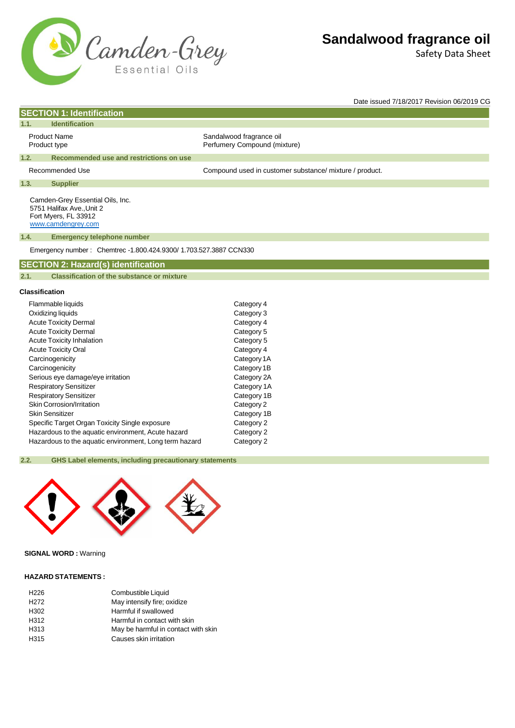# Sandalwood fragrance oil

Safety Data Sheet

Date issued 7/18/2017 Revision 06/2019 CG

## SECTION 1: Identification

### 1.1. Identification

| | |
|---|---|
| Product Name | Sandalwood fragrance oil |
| Product type | Perfumery Compound (mixture) |

### 1.2. Recommended use and restrictions on use

| | |
|---|---|
| Recommended Use | Compound used in customer substance/ mixture / product. |

### 1.3. Supplier

Camden-Grey Essential Oils, Inc.
5751 Halifax Ave.,Unit 2
Fort Myers, FL 33912
www.camdengrey.com

### 1.4. Emergency telephone number

Emergency number : Chemtrec -1.800.424.9300/ 1.703.527.3887 CCN330

## SECTION 2: Hazard(s) identification

### 2.1. Classification of the substance or mixture

**Classification**

| | |
|---|---|
| Flammable liquids | Category 4 |
| Oxidizing liquids | Category 3 |
| Acute Toxicity Dermal | Category 4 |
| Acute Toxicity Dermal | Category 5 |
| Acute Toxicity Inhalation | Category 5 |
| Acute Toxicity Oral | Category 4 |
| Carcinogenicity | Category 1A |
| Carcinogenicity | Category 1B |
| Serious eye damage/eye irritation | Category 2A |
| Respiratory Sensitizer | Category 1A |
| Respiratory Sensitizer | Category 1B |
| Skin Corrosion/Irritation | Category 2 |
| Skin Sensitizer | Category 1B |
| Specific Target Organ Toxicity Single exposure | Category 2 |
| Hazardous to the aquatic environment, Acute hazard | Category 2 |
| Hazardous to the aquatic environment, Long term hazard | Category 2 |

### 2.2. GHS Label elements, including precautionary statements

**SIGNAL WORD :** Warning

**HAZARD STATEMENTS :**

| | |
|---|---|
| H226 | Combustible Liquid |
| H272 | May intensify fire; oxidize |
| H302 | Harmful if swallowed |
| H312 | Harmful in contact with skin |
| H313 | May be harmful in contact with skin |
| H315 | Causes skin irritation |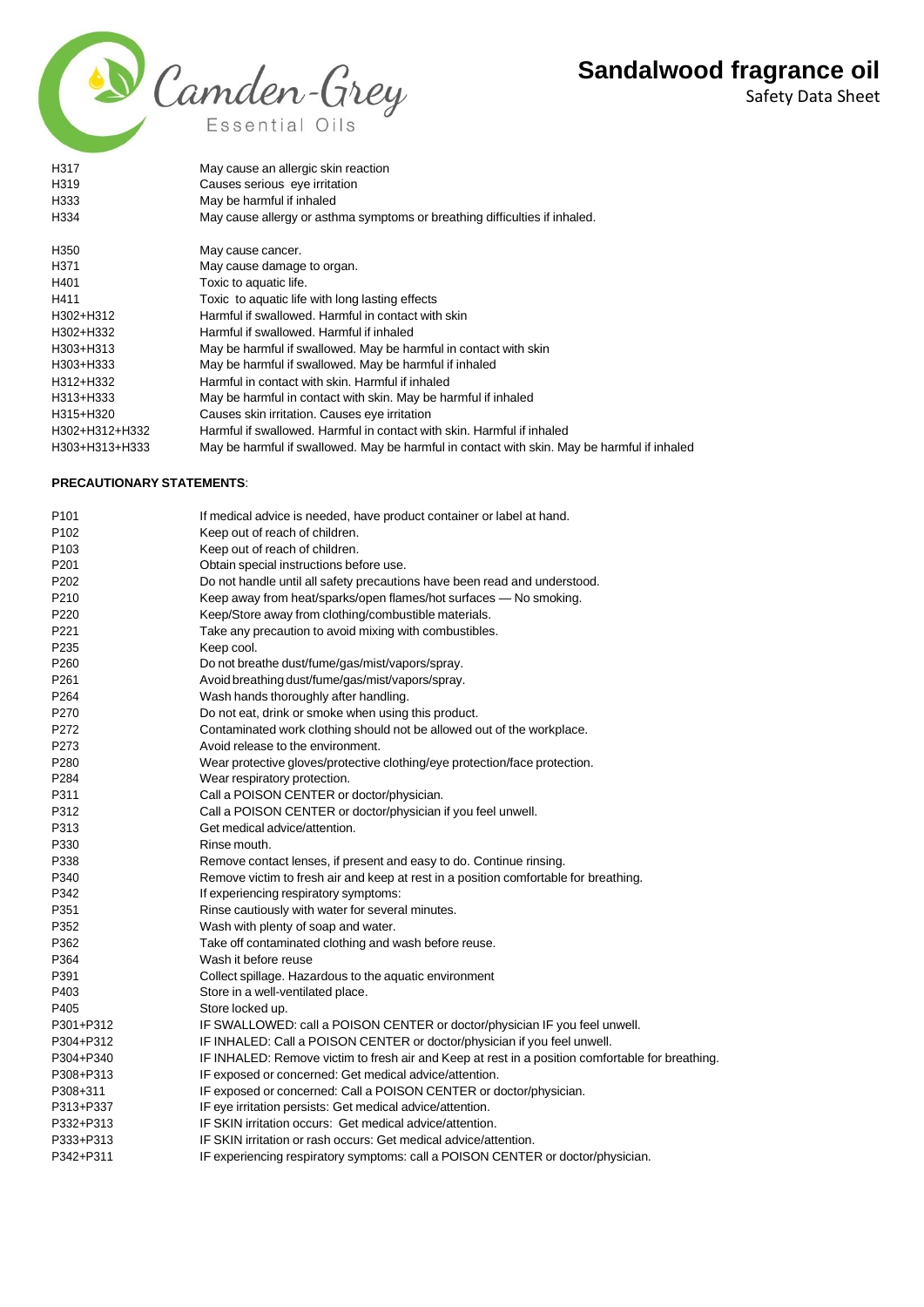| | |
|---|---|
| H317 | May cause an allergic skin reaction |
| H319 | Causes serious eye irritation |
| H333 | May be harmful if inhaled |
| H334 | May cause allergy or asthma symptoms or breathing difficulties if inhaled. |
| H350 | May cause cancer. |
| H371 | May cause damage to organ. |
| H401 | Toxic to aquatic life. |
| H411 | Toxic to aquatic life with long lasting effects |
| H302+H312 | Harmful if swallowed. Harmful in contact with skin |
| H302+H332 | Harmful if swallowed. Harmful if inhaled |
| H303+H313 | May be harmful if swallowed. May be harmful in contact with skin |
| H303+H333 | May be harmful if swallowed. May be harmful if inhaled |
| H312+H332 | Harmful in contact with skin. Harmful if inhaled |
| H313+H333 | May be harmful in contact with skin. May be harmful if inhaled |
| H315+H320 | Causes skin irritation. Causes eye irritation |
| H302+H312+H332 | Harmful if swallowed. Harmful in contact with skin. Harmful if inhaled |
| H303+H313+H333 | May be harmful if swallowed. May be harmful in contact with skin. May be harmful if inhaled |

**PRECAUTIONARY STATEMENTS**:

| | |
|---|---|
| P101 | If medical advice is needed, have product container or label at hand. |
| P102 | Keep out of reach of children. |
| P103 | Keep out of reach of children. |
| P201 | Obtain special instructions before use. |
| P202 | Do not handle until all safety precautions have been read and understood. |
| P210 | Keep away from heat/sparks/open flames/hot surfaces — No smoking. |
| P220 | Keep/Store away from clothing/combustible materials. |
| P221 | Take any precaution to avoid mixing with combustibles. |
| P235 | Keep cool. |
| P260 | Do not breathe dust/fume/gas/mist/vapors/spray. |
| P261 | Avoid breathing dust/fume/gas/mist/vapors/spray. |
| P264 | Wash hands thoroughly after handling. |
| P270 | Do not eat, drink or smoke when using this product. |
| P272 | Contaminated work clothing should not be allowed out of the workplace. |
| P273 | Avoid release to the environment. |
| P280 | Wear protective gloves/protective clothing/eye protection/face protection. |
| P284 | Wear respiratory protection. |
| P311 | Call a POISON CENTER or doctor/physician. |
| P312 | Call a POISON CENTER or doctor/physician if you feel unwell. |
| P313 | Get medical advice/attention. |
| P330 | Rinse mouth. |
| P338 | Remove contact lenses, if present and easy to do. Continue rinsing. |
| P340 | Remove victim to fresh air and keep at rest in a position comfortable for breathing. |
| P342 | If experiencing respiratory symptoms: |
| P351 | Rinse cautiously with water for several minutes. |
| P352 | Wash with plenty of soap and water. |
| P362 | Take off contaminated clothing and wash before reuse. |
| P364 | Wash it before reuse |
| P391 | Collect spillage. Hazardous to the aquatic environment |
| P403 | Store in a well-ventilated place. |
| P405 | Store locked up. |
| P301+P312 | IF SWALLOWED: call a POISON CENTER or doctor/physician IF you feel unwell. |
| P304+P312 | IF INHALED: Call a POISON CENTER or doctor/physician if you feel unwell. |
| P304+P340 | IF INHALED: Remove victim to fresh air and Keep at rest in a position comfortable for breathing. |
| P308+P313 | IF exposed or concerned: Get medical advice/attention. |
| P308+311 | IF exposed or concerned: Call a POISON CENTER or doctor/physician. |
| P313+P337 | IF eye irritation persists: Get medical advice/attention. |
| P332+P313 | IF SKIN irritation occurs: Get medical advice/attention. |
| P333+P313 | IF SKIN irritation or rash occurs: Get medical advice/attention. |
| P342+P311 | IF experiencing respiratory symptoms: call a POISON CENTER or doctor/physician. |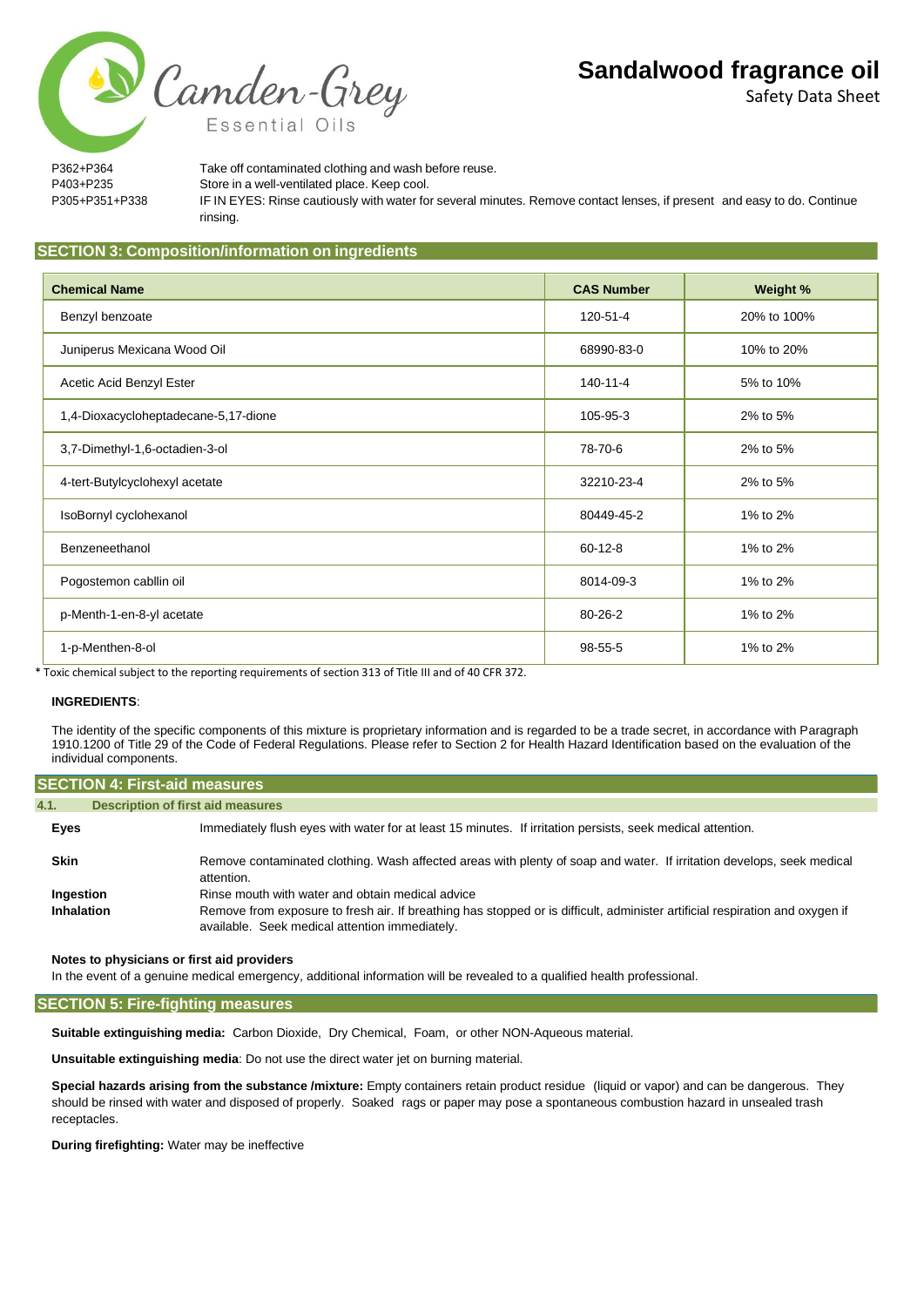| | |
|---|---|
| P362+P364 | Take off contaminated clothing and wash before reuse. |
| P403+P235 | Store in a well-ventilated place. Keep cool. |
| P305+P351+P338 | IF IN EYES: Rinse cautiously with water for several minutes. Remove contact lenses, if present and easy to do. Continue rinsing. |

## SECTION 3: Composition/information on ingredients

| Chemical Name | CAS Number | Weight % |
|---|---|---|
| Benzyl benzoate | 120-51-4 | 20% to 100% |
| Juniperus Mexicana Wood Oil | 68990-83-0 | 10% to 20% |
| Acetic Acid Benzyl Ester | 140-11-4 | 5% to 10% |
| 1,4-Dioxacycloheptadecane-5,17-dione | 105-95-3 | 2% to 5% |
| 3,7-Dimethyl-1,6-octadien-3-ol | 78-70-6 | 2% to 5% |
| 4-tert-Butylcyclohexyl acetate | 32210-23-4 | 2% to 5% |
| IsoBornyl cyclohexanol | 80449-45-2 | 1% to 2% |
| Benzeneethanol | 60-12-8 | 1% to 2% |
| Pogostemon cabllin oil | 8014-09-3 | 1% to 2% |
| p-Menth-1-en-8-yl acetate | 80-26-2 | 1% to 2% |
| 1-p-Menthen-8-ol | 98-55-5 | 1% to 2% |

* Toxic chemical subject to the reporting requirements of section 313 of Title III and of 40 CFR 372.

**INGREDIENTS**:

The identity of the specific components of this mixture is proprietary information and is regarded to be a trade secret, in accordance with Paragraph 1910.1200 of Title 29 of the Code of Federal Regulations. Please refer to Section 2 for Health Hazard Identification based on the evaluation of the individual components.

## SECTION 4: First-aid measures

### 4.1. Description of first aid measures

**Eyes** Immediately flush eyes with water for at least 15 minutes. If irritation persists, seek medical attention.

**Skin** Remove contaminated clothing. Wash affected areas with plenty of soap and water. If irritation develops, seek medical attention.

**Ingestion** Rinse mouth with water and obtain medical advice

**Inhalation** Remove from exposure to fresh air. If breathing has stopped or is difficult, administer artificial respiration and oxygen if available. Seek medical attention immediately.

**Notes to physicians or first aid providers**

In the event of a genuine medical emergency, additional information will be revealed to a qualified health professional.

## SECTION 5: Fire-fighting measures

**Suitable extinguishing media:** Carbon Dioxide, Dry Chemical, Foam, or other NON-Aqueous material.

**Unsuitable extinguishing media**: Do not use the direct water jet on burning material.

**Special hazards arising from the substance /mixture:** Empty containers retain product residue (liquid or vapor) and can be dangerous. They should be rinsed with water and disposed of properly. Soaked rags or paper may pose a spontaneous combustion hazard in unsealed trash receptacles.

**During firefighting:** Water may be ineffective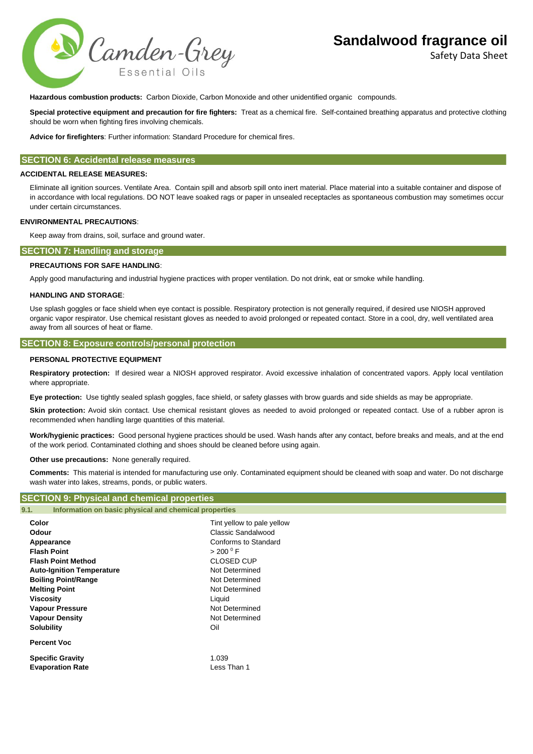**Hazardous combustion products:** Carbon Dioxide, Carbon Monoxide and other unidentified organic compounds.

**Special protective equipment and precaution for fire fighters:** Treat as a chemical fire. Self-contained breathing apparatus and protective clothing should be worn when fighting fires involving chemicals.

**Advice for firefighters**: Further information: Standard Procedure for chemical fires.

## SECTION 6: Accidental release measures

### ACCIDENTAL RELEASE MEASURES:

Eliminate all ignition sources. Ventilate Area. Contain spill and absorb spill onto inert material. Place material into a suitable container and dispose of in accordance with local regulations. DO NOT leave soaked rags or paper in unsealed receptacles as spontaneous combustion may sometimes occur under certain circumstances.

### ENVIRONMENTAL PRECAUTIONS:

Keep away from drains, soil, surface and ground water.

## SECTION 7: Handling and storage

### PRECAUTIONS FOR SAFE HANDLING:

Apply good manufacturing and industrial hygiene practices with proper ventilation. Do not drink, eat or smoke while handling.

### HANDLING AND STORAGE:

Use splash goggles or face shield when eye contact is possible. Respiratory protection is not generally required, if desired use NIOSH approved organic vapor respirator. Use chemical resistant gloves as needed to avoid prolonged or repeated contact. Store in a cool, dry, well ventilated area away from all sources of heat or flame.

## SECTION 8: Exposure controls/personal protection

### PERSONAL PROTECTIVE EQUIPMENT

**Respiratory protection:** If desired wear a NIOSH approved respirator. Avoid excessive inhalation of concentrated vapors. Apply local ventilation where appropriate.

**Eye protection:** Use tightly sealed splash goggles, face shield, or safety glasses with brow guards and side shields as may be appropriate.

**Skin protection:** Avoid skin contact. Use chemical resistant gloves as needed to avoid prolonged or repeated contact. Use of a rubber apron is recommended when handling large quantities of this material.

**Work/hygienic practices:** Good personal hygiene practices should be used. Wash hands after any contact, before breaks and meals, and at the end of the work period. Contaminated clothing and shoes should be cleaned before using again.

**Other use precautions:** None generally required.

**Comments:** This material is intended for manufacturing use only. Contaminated equipment should be cleaned with soap and water. Do not discharge wash water into lakes, streams, ponds, or public waters.

## SECTION 9: Physical and chemical properties

### 9.1. Information on basic physical and chemical properties

| | |
|---|---|
| **Color** | Tint yellow to pale yellow |
| **Odour** | Classic Sandalwood |
| **Appearance** | Conforms to Standard |
| **Flash Point** | > 200 $^{0}$ F |
| **Flash Point Method** | CLOSED CUP |
| **Auto-Ignition Temperature** | Not Determined |
| **Boiling Point/Range** | Not Determined |
| **Melting Point** | Not Determined |
| **Viscosity** | Liquid |
| **Vapour Pressure** | Not Determined |
| **Vapour Density** | Not Determined |
| **Solubility** | Oil |
| **Percent Voc** | |
| **Specific Gravity** | 1.039 |
| **Evaporation Rate** | Less Than 1 |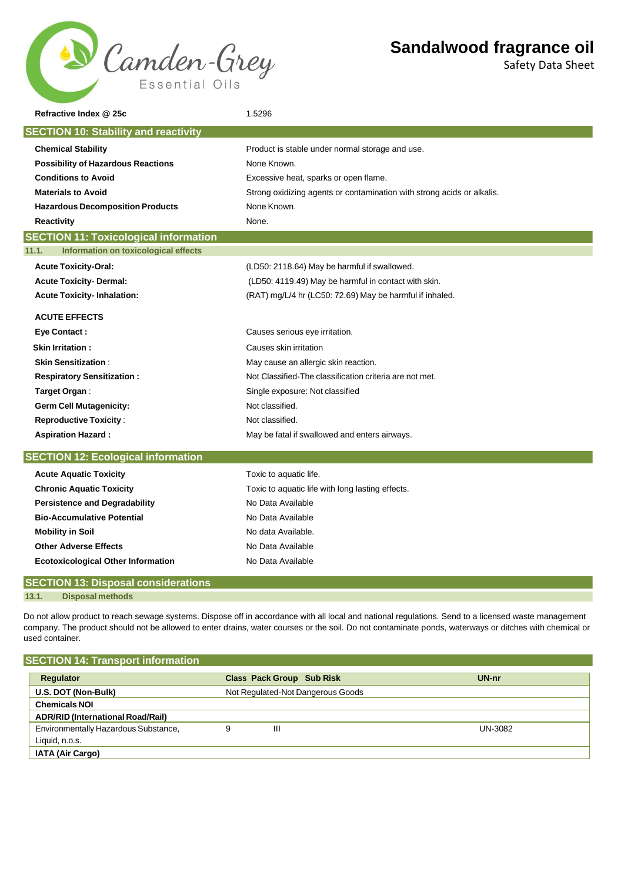| | |
|---|---|
| **Refractive Index @ 25c** | 1.5296 |

## SECTION 10: Stability and reactivity

| | |
|---|---|
| **Chemical Stability** | Product is stable under normal storage and use. |
| **Possibility of Hazardous Reactions** | None Known. |
| **Conditions to Avoid** | Excessive heat, sparks or open flame. |
| **Materials to Avoid** | Strong oxidizing agents or contamination with strong acids or alkalis. |
| **Hazardous Decomposition Products** | None Known. |
| **Reactivity** | None. |

## SECTION 11: Toxicological information

### 11.1. Information on toxicological effects

| | |
|---|---|
| **Acute Toxicity-Oral:** | (LD50: 2118.64) May be harmful if swallowed. |
| **Acute Toxicity- Dermal:** | (LD50: 4119.49) May be harmful in contact with skin. |
| **Acute Toxicity- Inhalation:** | (RAT) mg/L/4 hr (LC50: 72.69) May be harmful if inhaled. |

**ACUTE EFFECTS**

| | |
|---|---|
| **Eye Contact :** | Causes serious eye irritation. |
| **Skin Irritation :** | Causes skin irritation |
| **Skin Sensitization** : | May cause an allergic skin reaction. |
| **Respiratory Sensitization :** | Not Classified-The classification criteria are not met. |
| **Target Organ** : | Single exposure: Not classified |
| **Germ Cell Mutagenicity:** | Not classified. |
| **Reproductive Toxicity** : | Not classified. |
| **Aspiration Hazard :** | May be fatal if swallowed and enters airways. |

## SECTION 12: Ecological information

| | |
|---|---|
| **Acute Aquatic Toxicity** | Toxic to aquatic life. |
| **Chronic Aquatic Toxicity** | Toxic to aquatic life with long lasting effects. |
| **Persistence and Degradability** | No Data Available |
| **Bio-Accumulative Potential** | No Data Available |
| **Mobility in Soil** | No data Available. |
| **Other Adverse Effects** | No Data Available |
| **Ecotoxicological Other Information** | No Data Available |

## SECTION 13: Disposal considerations

### 13.1. Disposal methods

Do not allow product to reach sewage systems. Dispose off in accordance with all local and national regulations. Send to a licensed waste management company. The product should not be allowed to enter drains, water courses or the soil. Do not contaminate ponds, waterways or ditches with chemical or used container.

## SECTION 14: Transport information

| Regulator | Class | Pack Group | Sub Risk | UN-nr |
|---|---|---|---|---|
| **U.S. DOT (Non-Bulk)** | Not Regulated-Not Dangerous Goods | | | |
| **Chemicals NOI** | | | | |
| **ADR/RID (International Road/Rail)** | | | | |
| Environmentally Hazardous Substance, Liquid, n.o.s. | 9 | III | | UN-3082 |
| **IATA (Air Cargo)** | | | | |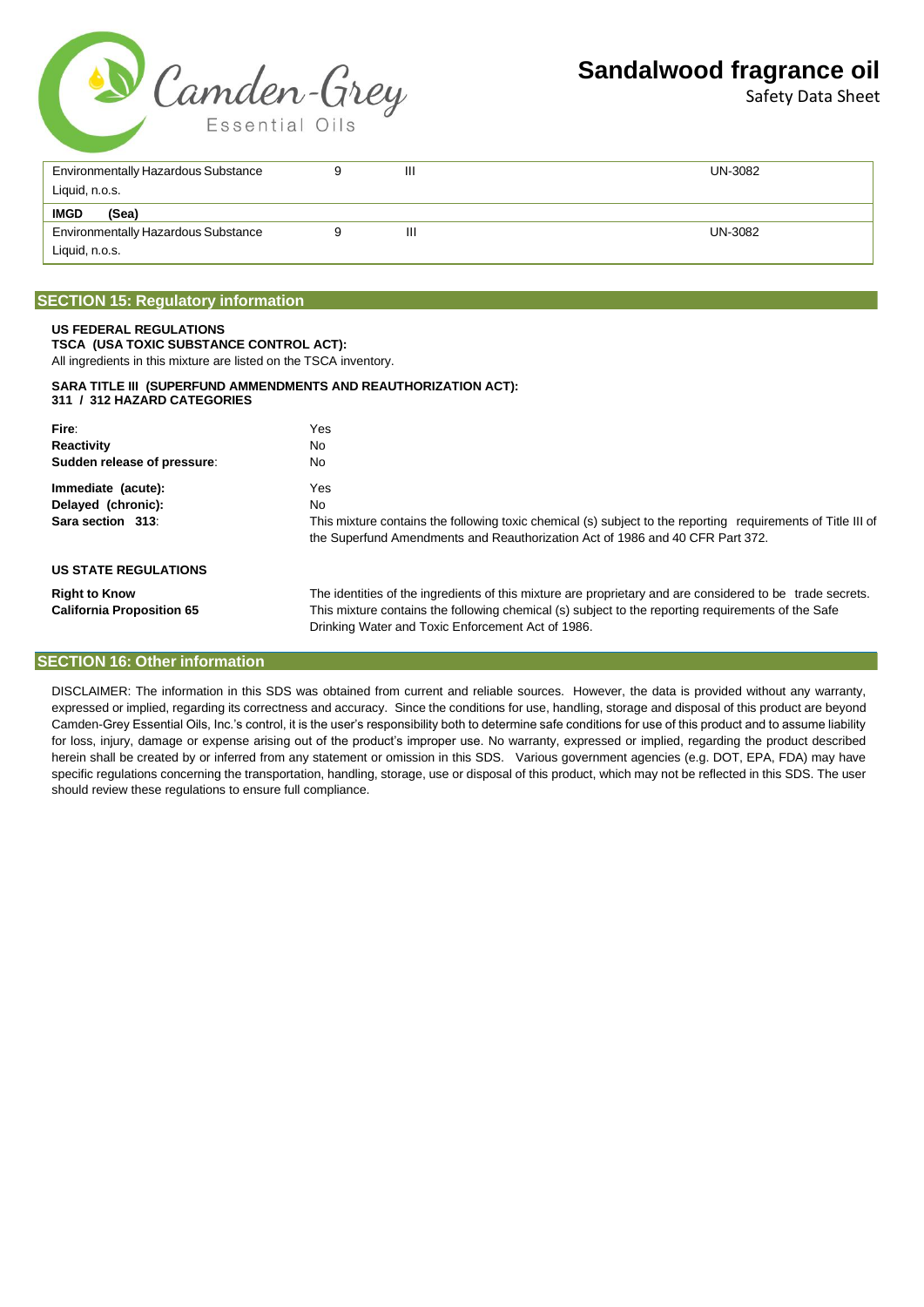| | | | |
|---|---|---|---|
| Environmentally Hazardous Substance Liquid, n.o.s. | 9 | III | UN-3082 |
| **IMGD (Sea)** | | | |
| Environmentally Hazardous Substance Liquid, n.o.s. | 9 | III | UN-3082 |

## SECTION 15: Regulatory information

**US FEDERAL REGULATIONS**

**TSCA (USA TOXIC SUBSTANCE CONTROL ACT):**

All ingredients in this mixture are listed on the TSCA inventory.

**SARA TITLE III (SUPERFUND AMMENDMENTS AND REAUTHORIZATION ACT):**
**311 / 312 HAZARD CATEGORIES**

**Fire**: Yes
**Reactivity** No
**Sudden release of pressure**: No

**Immediate (acute):** Yes
**Delayed (chronic):** No
**Sara section 313**: This mixture contains the following toxic chemical (s) subject to the reporting requirements of Title III of the Superfund Amendments and Reauthorization Act of 1986 and 40 CFR Part 372.

**US STATE REGULATIONS**

**Right to Know** The identities of the ingredients of this mixture are proprietary and are considered to be trade secrets.
**California Proposition 65** This mixture contains the following chemical (s) subject to the reporting requirements of the Safe Drinking Water and Toxic Enforcement Act of 1986.

## SECTION 16: Other information

DISCLAIMER: The information in this SDS was obtained from current and reliable sources. However, the data is provided without any warranty, expressed or implied, regarding its correctness and accuracy. Since the conditions for use, handling, storage and disposal of this product are beyond Camden-Grey Essential Oils, Inc.'s control, it is the user's responsibility both to determine safe conditions for use of this product and to assume liability for loss, injury, damage or expense arising out of the product's improper use. No warranty, expressed or implied, regarding the product described herein shall be created by or inferred from any statement or omission in this SDS. Various government agencies (e.g. DOT, EPA, FDA) may have specific regulations concerning the transportation, handling, storage, use or disposal of this product, which may not be reflected in this SDS. The user should review these regulations to ensure full compliance.